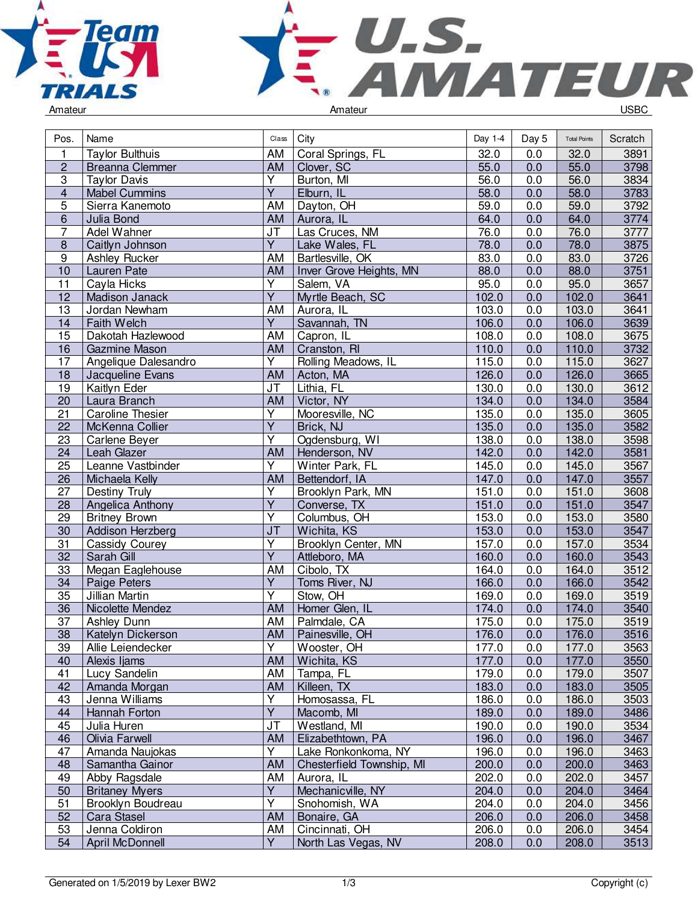Amateur | Amateur | USBC

| Pos. | Name | Class | City | Day 1-4 | Day 5 | Total Points | Scratch |
|---|---|---|---|---|---|---|---|
| 1 | Taylor Bulthuis | AM | Coral Springs, FL | 32.0 | 0.0 | 32.0 | 3891 |
| 2 | Breanna Clemmer | AM | Clover, SC | 55.0 | 0.0 | 55.0 | 3798 |
| 3 | Taylor Davis | Y | Burton, MI | 56.0 | 0.0 | 56.0 | 3834 |
| 4 | Mabel Cummins | Y | Elburn, IL | 58.0 | 0.0 | 58.0 | 3783 |
| 5 | Sierra Kanemoto | AM | Dayton, OH | 59.0 | 0.0 | 59.0 | 3792 |
| 6 | Julia Bond | AM | Aurora, IL | 64.0 | 0.0 | 64.0 | 3774 |
| 7 | Adel Wahner | JT | Las Cruces, NM | 76.0 | 0.0 | 76.0 | 3777 |
| 8 | Caitlyn Johnson | Y | Lake Wales, FL | 78.0 | 0.0 | 78.0 | 3875 |
| 9 | Ashley Rucker | AM | Bartlesville, OK | 83.0 | 0.0 | 83.0 | 3726 |
| 10 | Lauren Pate | AM | Inver Grove Heights, MN | 88.0 | 0.0 | 88.0 | 3751 |
| 11 | Cayla Hicks | Y | Salem, VA | 95.0 | 0.0 | 95.0 | 3657 |
| 12 | Madison Janack | Y | Myrtle Beach, SC | 102.0 | 0.0 | 102.0 | 3641 |
| 13 | Jordan Newham | AM | Aurora, IL | 103.0 | 0.0 | 103.0 | 3641 |
| 14 | Faith Welch | Y | Savannah, TN | 106.0 | 0.0 | 106.0 | 3639 |
| 15 | Dakotah Hazlewood | AM | Capron, IL | 108.0 | 0.0 | 108.0 | 3675 |
| 16 | Gazmine Mason | AM | Cranston, RI | 110.0 | 0.0 | 110.0 | 3732 |
| 17 | Angelique Dalesandro | Y | Rolling Meadows, IL | 115.0 | 0.0 | 115.0 | 3627 |
| 18 | Jacqueline Evans | AM | Acton, MA | 126.0 | 0.0 | 126.0 | 3665 |
| 19 | Kaitlyn Eder | JT | Lithia, FL | 130.0 | 0.0 | 130.0 | 3612 |
| 20 | Laura Branch | AM | Victor, NY | 134.0 | 0.0 | 134.0 | 3584 |
| 21 | Caroline Thesier | Y | Mooresville, NC | 135.0 | 0.0 | 135.0 | 3605 |
| 22 | McKenna Collier | Y | Brick, NJ | 135.0 | 0.0 | 135.0 | 3582 |
| 23 | Carlene Beyer | Y | Ogdensburg, WI | 138.0 | 0.0 | 138.0 | 3598 |
| 24 | Leah Glazer | AM | Henderson, NV | 142.0 | 0.0 | 142.0 | 3581 |
| 25 | Leanne Vastbinder | Y | Winter Park, FL | 145.0 | 0.0 | 145.0 | 3567 |
| 26 | Michaela Kelly | AM | Bettendorf, IA | 147.0 | 0.0 | 147.0 | 3557 |
| 27 | Destiny Truly | Y | Brooklyn Park, MN | 151.0 | 0.0 | 151.0 | 3608 |
| 28 | Angelica Anthony | Y | Converse, TX | 151.0 | 0.0 | 151.0 | 3547 |
| 29 | Britney Brown | Y | Columbus, OH | 153.0 | 0.0 | 153.0 | 3580 |
| 30 | Addison Herzberg | JT | Wichita, KS | 153.0 | 0.0 | 153.0 | 3547 |
| 31 | Cassidy Courey | Y | Brooklyn Center, MN | 157.0 | 0.0 | 157.0 | 3534 |
| 32 | Sarah Gill | Y | Attleboro, MA | 160.0 | 0.0 | 160.0 | 3543 |
| 33 | Megan Eaglehouse | AM | Cibolo, TX | 164.0 | 0.0 | 164.0 | 3512 |
| 34 | Paige Peters | Y | Toms River, NJ | 166.0 | 0.0 | 166.0 | 3542 |
| 35 | Jillian Martin | Y | Stow, OH | 169.0 | 0.0 | 169.0 | 3519 |
| 36 | Nicolette Mendez | AM | Homer Glen, IL | 174.0 | 0.0 | 174.0 | 3540 |
| 37 | Ashley Dunn | AM | Palmdale, CA | 175.0 | 0.0 | 175.0 | 3519 |
| 38 | Katelyn Dickerson | AM | Painesville, OH | 176.0 | 0.0 | 176.0 | 3516 |
| 39 | Allie Leiendecker | Y | Wooster, OH | 177.0 | 0.0 | 177.0 | 3563 |
| 40 | Alexis Ijams | AM | Wichita, KS | 177.0 | 0.0 | 177.0 | 3550 |
| 41 | Lucy Sandelin | AM | Tampa, FL | 179.0 | 0.0 | 179.0 | 3507 |
| 42 | Amanda Morgan | AM | Killeen, TX | 183.0 | 0.0 | 183.0 | 3505 |
| 43 | Jenna Williams | Y | Homosassa, FL | 186.0 | 0.0 | 186.0 | 3503 |
| 44 | Hannah Forton | Y | Macomb, MI | 189.0 | 0.0 | 189.0 | 3486 |
| 45 | Julia Huren | JT | Westland, MI | 190.0 | 0.0 | 190.0 | 3534 |
| 46 | Olivia Farwell | AM | Elizabethtown, PA | 196.0 | 0.0 | 196.0 | 3467 |
| 47 | Amanda Naujokas | Y | Lake Ronkonkoma, NY | 196.0 | 0.0 | 196.0 | 3463 |
| 48 | Samantha Gainor | AM | Chesterfield Township, MI | 200.0 | 0.0 | 200.0 | 3463 |
| 49 | Abby Ragsdale | AM | Aurora, IL | 202.0 | 0.0 | 202.0 | 3457 |
| 50 | Britaney Myers | Y | Mechanicville, NY | 204.0 | 0.0 | 204.0 | 3464 |
| 51 | Brooklyn Boudreau | Y | Snohomish, WA | 204.0 | 0.0 | 204.0 | 3456 |
| 52 | Cara Stasel | AM | Bonaire, GA | 206.0 | 0.0 | 206.0 | 3458 |
| 53 | Jenna Coldiron | AM | Cincinnati, OH | 206.0 | 0.0 | 206.0 | 3454 |
| 54 | April McDonnell | Y | North Las Vegas, NV | 208.0 | 0.0 | 208.0 | 3513 |

Generated on 1/5/2019 by Lexer BW2 | Copyright (c)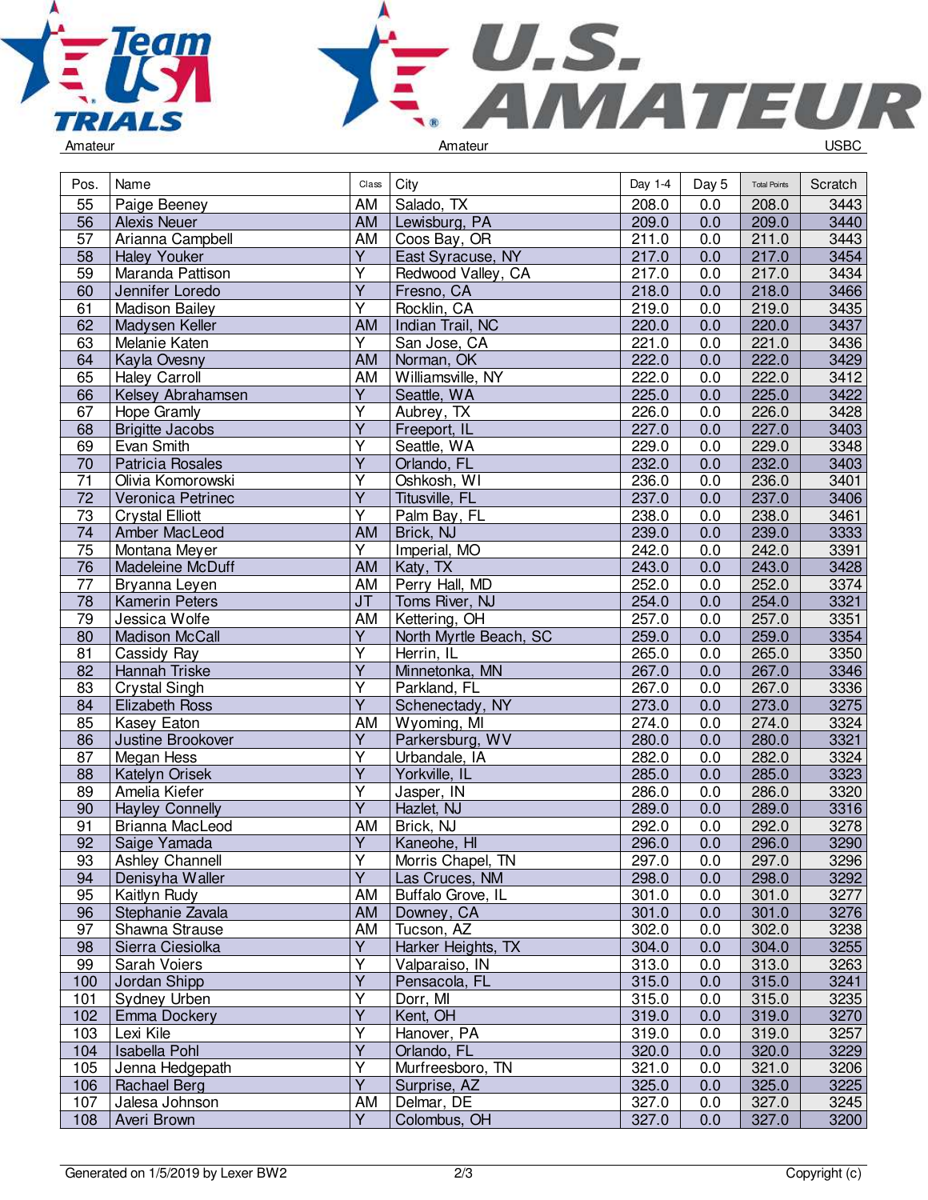| Pos. | Name | Class | City | Day 1-4 | Day 5 | Total Points | Scratch |
|---|---|---|---|---|---|---|---|
| 55 | Paige Beeney | AM | Salado, TX | 208.0 | 0.0 | 208.0 | 3443 |
| 56 | Alexis Neuer | AM | Lewisburg, PA | 209.0 | 0.0 | 209.0 | 3440 |
| 57 | Arianna Campbell | AM | Coos Bay, OR | 211.0 | 0.0 | 211.0 | 3443 |
| 58 | Haley Youker | Y | East Syracuse, NY | 217.0 | 0.0 | 217.0 | 3454 |
| 59 | Maranda Pattison | Y | Redwood Valley, CA | 217.0 | 0.0 | 217.0 | 3434 |
| 60 | Jennifer Loredo | Y | Fresno, CA | 218.0 | 0.0 | 218.0 | 3466 |
| 61 | Madison Bailey | Y | Rocklin, CA | 219.0 | 0.0 | 219.0 | 3435 |
| 62 | Madysen Keller | AM | Indian Trail, NC | 220.0 | 0.0 | 220.0 | 3437 |
| 63 | Melanie Katen | Y | San Jose, CA | 221.0 | 0.0 | 221.0 | 3436 |
| 64 | Kayla Ovesny | AM | Norman, OK | 222.0 | 0.0 | 222.0 | 3429 |
| 65 | Haley Carroll | AM | Williamsville, NY | 222.0 | 0.0 | 222.0 | 3412 |
| 66 | Kelsey Abrahamsen | Y | Seattle, WA | 225.0 | 0.0 | 225.0 | 3422 |
| 67 | Hope Gramly | Y | Aubrey, TX | 226.0 | 0.0 | 226.0 | 3428 |
| 68 | Brigitte Jacobs | Y | Freeport, IL | 227.0 | 0.0 | 227.0 | 3403 |
| 69 | Evan Smith | Y | Seattle, WA | 229.0 | 0.0 | 229.0 | 3348 |
| 70 | Patricia Rosales | Y | Orlando, FL | 232.0 | 0.0 | 232.0 | 3403 |
| 71 | Olivia Komorowski | Y | Oshkosh, WI | 236.0 | 0.0 | 236.0 | 3401 |
| 72 | Veronica Petrinec | Y | Titusville, FL | 237.0 | 0.0 | 237.0 | 3406 |
| 73 | Crystal Elliott | Y | Palm Bay, FL | 238.0 | 0.0 | 238.0 | 3461 |
| 74 | Amber MacLeod | AM | Brick, NJ | 239.0 | 0.0 | 239.0 | 3333 |
| 75 | Montana Meyer | Y | Imperial, MO | 242.0 | 0.0 | 242.0 | 3391 |
| 76 | Madeleine McDuff | AM | Katy, TX | 243.0 | 0.0 | 243.0 | 3428 |
| 77 | Bryanna Leyen | AM | Perry Hall, MD | 252.0 | 0.0 | 252.0 | 3374 |
| 78 | Kamerin Peters | JT | Toms River, NJ | 254.0 | 0.0 | 254.0 | 3321 |
| 79 | Jessica Wolfe | AM | Kettering, OH | 257.0 | 0.0 | 257.0 | 3351 |
| 80 | Madison McCall | Y | North Myrtle Beach, SC | 259.0 | 0.0 | 259.0 | 3354 |
| 81 | Cassidy Ray | Y | Herrin, IL | 265.0 | 0.0 | 265.0 | 3350 |
| 82 | Hannah Triske | Y | Minnetonka, MN | 267.0 | 0.0 | 267.0 | 3346 |
| 83 | Crystal Singh | Y | Parkland, FL | 267.0 | 0.0 | 267.0 | 3336 |
| 84 | Elizabeth Ross | Y | Schenectady, NY | 273.0 | 0.0 | 273.0 | 3275 |
| 85 | Kasey Eaton | AM | Wyoming, MI | 274.0 | 0.0 | 274.0 | 3324 |
| 86 | Justine Brookover | Y | Parkersburg, WV | 280.0 | 0.0 | 280.0 | 3321 |
| 87 | Megan Hess | Y | Urbandale, IA | 282.0 | 0.0 | 282.0 | 3324 |
| 88 | Katelyn Orisek | Y | Yorkville, IL | 285.0 | 0.0 | 285.0 | 3323 |
| 89 | Amelia Kiefer | Y | Jasper, IN | 286.0 | 0.0 | 286.0 | 3320 |
| 90 | Hayley Connelly | Y | Hazlet, NJ | 289.0 | 0.0 | 289.0 | 3316 |
| 91 | Brianna MacLeod | AM | Brick, NJ | 292.0 | 0.0 | 292.0 | 3278 |
| 92 | Saige Yamada | Y | Kaneohe, HI | 296.0 | 0.0 | 296.0 | 3290 |
| 93 | Ashley Channell | Y | Morris Chapel, TN | 297.0 | 0.0 | 297.0 | 3296 |
| 94 | Denisyha Waller | Y | Las Cruces, NM | 298.0 | 0.0 | 298.0 | 3292 |
| 95 | Kaitlyn Rudy | AM | Buffalo Grove, IL | 301.0 | 0.0 | 301.0 | 3277 |
| 96 | Stephanie Zavala | AM | Downey, CA | 301.0 | 0.0 | 301.0 | 3276 |
| 97 | Shawna Strause | AM | Tucson, AZ | 302.0 | 0.0 | 302.0 | 3238 |
| 98 | Sierra Ciesiolka | Y | Harker Heights, TX | 304.0 | 0.0 | 304.0 | 3255 |
| 99 | Sarah Voiers | Y | Valparaiso, IN | 313.0 | 0.0 | 313.0 | 3263 |
| 100 | Jordan Shipp | Y | Pensacola, FL | 315.0 | 0.0 | 315.0 | 3241 |
| 101 | Sydney Urben | Y | Dorr, MI | 315.0 | 0.0 | 315.0 | 3235 |
| 102 | Emma Dockery | Y | Kent, OH | 319.0 | 0.0 | 319.0 | 3270 |
| 103 | Lexi Kile | Y | Hanover, PA | 319.0 | 0.0 | 319.0 | 3257 |
| 104 | Isabella Pohl | Y | Orlando, FL | 320.0 | 0.0 | 320.0 | 3229 |
| 105 | Jenna Hedgepath | Y | Murfreesboro, TN | 321.0 | 0.0 | 321.0 | 3206 |
| 106 | Rachael Berg | Y | Surprise, AZ | 325.0 | 0.0 | 325.0 | 3225 |
| 107 | Jalesa Johnson | AM | Delmar, DE | 327.0 | 0.0 | 327.0 | 3245 |
| 108 | Averi Brown | Y | Colombus, OH | 327.0 | 0.0 | 327.0 | 3200 |

Generated on 1/5/2019 by Lexer BW2 — Copyright (c)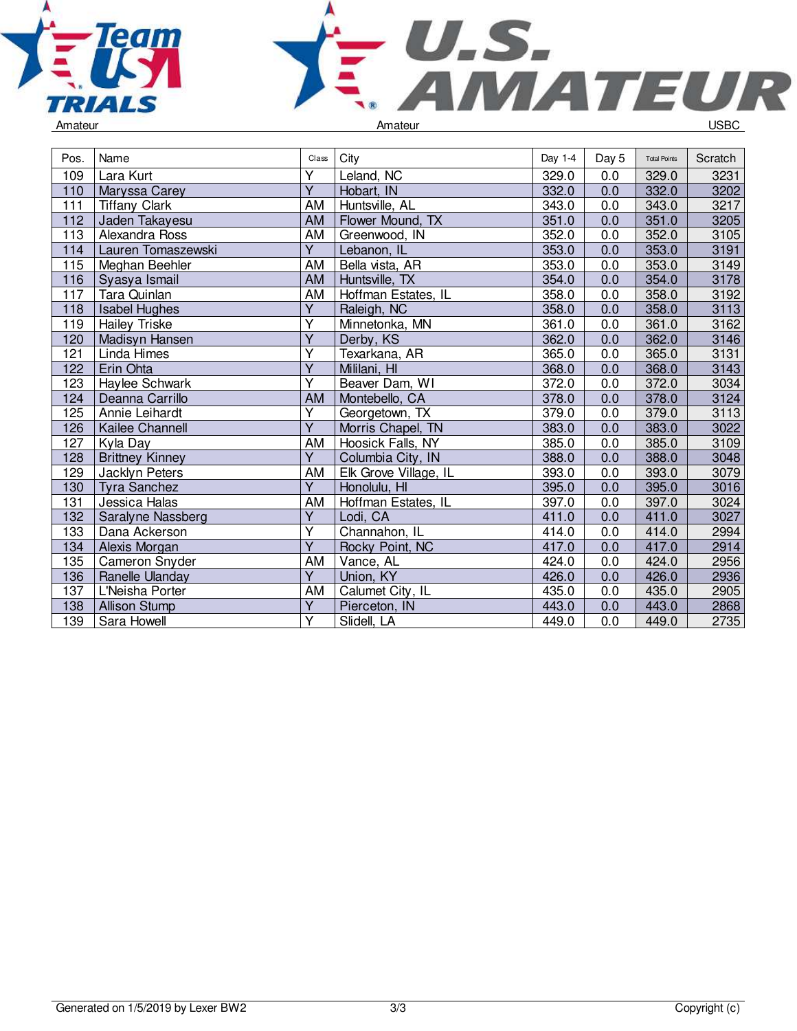Amateur | Amateur | USBC

| Pos. | Name | Class | City | Day 1-4 | Day 5 | Total Points | Scratch |
|---|---|---|---|---|---|---|---|
| 109 | Lara Kurt | Y | Leland, NC | 329.0 | 0.0 | 329.0 | 3231 |
| 110 | Maryssa Carey | Y | Hobart, IN | 332.0 | 0.0 | 332.0 | 3202 |
| 111 | Tiffany Clark | AM | Huntsville, AL | 343.0 | 0.0 | 343.0 | 3217 |
| 112 | Jaden Takayesu | AM | Flower Mound, TX | 351.0 | 0.0 | 351.0 | 3205 |
| 113 | Alexandra Ross | AM | Greenwood, IN | 352.0 | 0.0 | 352.0 | 3105 |
| 114 | Lauren Tomaszewski | Y | Lebanon, IL | 353.0 | 0.0 | 353.0 | 3191 |
| 115 | Meghan Beehler | AM | Bella vista, AR | 353.0 | 0.0 | 353.0 | 3149 |
| 116 | Syasya Ismail | AM | Huntsville, TX | 354.0 | 0.0 | 354.0 | 3178 |
| 117 | Tara Quinlan | AM | Hoffman Estates, IL | 358.0 | 0.0 | 358.0 | 3192 |
| 118 | Isabel Hughes | Y | Raleigh, NC | 358.0 | 0.0 | 358.0 | 3113 |
| 119 | Hailey Triske | Y | Minnetonka, MN | 361.0 | 0.0 | 361.0 | 3162 |
| 120 | Madisyn Hansen | Y | Derby, KS | 362.0 | 0.0 | 362.0 | 3146 |
| 121 | Linda Himes | Y | Texarkana, AR | 365.0 | 0.0 | 365.0 | 3131 |
| 122 | Erin Ohta | Y | Mililani, HI | 368.0 | 0.0 | 368.0 | 3143 |
| 123 | Haylee Schwark | Y | Beaver Dam, WI | 372.0 | 0.0 | 372.0 | 3034 |
| 124 | Deanna Carrillo | AM | Montebello, CA | 378.0 | 0.0 | 378.0 | 3124 |
| 125 | Annie Leihardt | Y | Georgetown, TX | 379.0 | 0.0 | 379.0 | 3113 |
| 126 | Kailee Channell | Y | Morris Chapel, TN | 383.0 | 0.0 | 383.0 | 3022 |
| 127 | Kyla Day | AM | Hoosick Falls, NY | 385.0 | 0.0 | 385.0 | 3109 |
| 128 | Brittney Kinney | Y | Columbia City, IN | 388.0 | 0.0 | 388.0 | 3048 |
| 129 | Jacklyn Peters | AM | Elk Grove Village, IL | 393.0 | 0.0 | 393.0 | 3079 |
| 130 | Tyra Sanchez | Y | Honolulu, HI | 395.0 | 0.0 | 395.0 | 3016 |
| 131 | Jessica Halas | AM | Hoffman Estates, IL | 397.0 | 0.0 | 397.0 | 3024 |
| 132 | Saralyne Nassberg | Y | Lodi, CA | 411.0 | 0.0 | 411.0 | 3027 |
| 133 | Dana Ackerson | Y | Channahon, IL | 414.0 | 0.0 | 414.0 | 2994 |
| 134 | Alexis Morgan | Y | Rocky Point, NC | 417.0 | 0.0 | 417.0 | 2914 |
| 135 | Cameron Snyder | AM | Vance, AL | 424.0 | 0.0 | 424.0 | 2956 |
| 136 | Ranelle Ulanday | Y | Union, KY | 426.0 | 0.0 | 426.0 | 2936 |
| 137 | L'Neisha Porter | AM | Calumet City, IL | 435.0 | 0.0 | 435.0 | 2905 |
| 138 | Allison Stump | Y | Pierceton, IN | 443.0 | 0.0 | 443.0 | 2868 |
| 139 | Sara Howell | Y | Slidell, LA | 449.0 | 0.0 | 449.0 | 2735 |

Generated on 1/5/2019 by Lexer BW2 | Copyright (c)